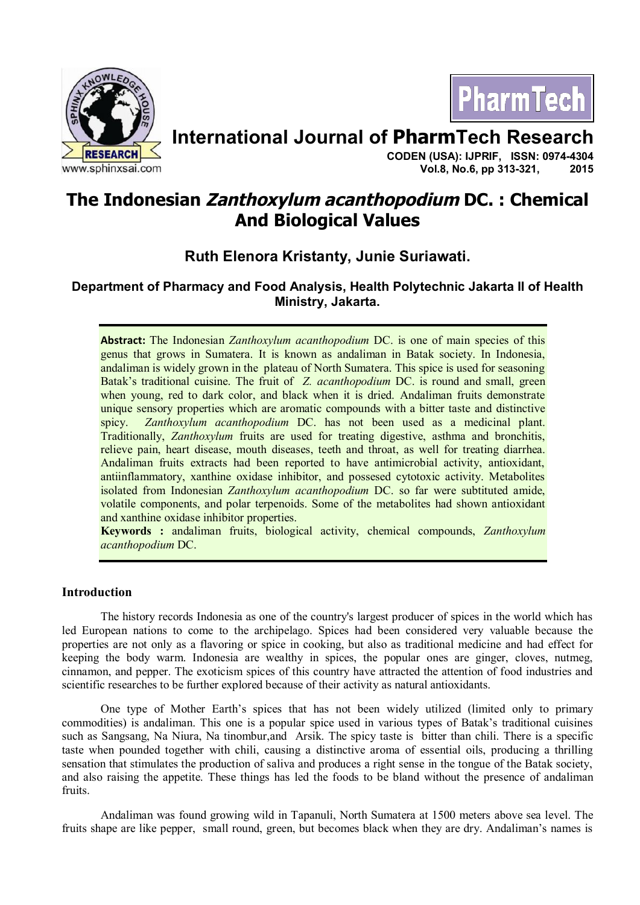# The Indonesian *Zanthoxylum acanthopodium* DC. : Chemical And Biological Values

**Ruth Elenora Kristanty, Junie Suriawati.**

**Department of Pharmacy and Food Analysis, Health Polytechnic Jakarta II of Health Ministry, Jakarta.**

**Abstract:** The Indonesian *Zanthoxylum acanthopodium* DC. is one of main species of this genus that grows in Sumatera. It is known as andaliman in Batak society. In Indonesia, andaliman is widely grown in the plateau of North Sumatera. This spice is used for seasoning Batak's traditional cuisine. The fruit of *Z. acanthopodium* DC. is round and small, green when young, red to dark color, and black when it is dried. Andaliman fruits demonstrate unique sensory properties which are aromatic compounds with a bitter taste and distinctive spicy. *Zanthoxylum acanthopodium* DC. has not been used as a medicinal plant. Traditionally, *Zanthoxylum* fruits are used for treating digestive, asthma and bronchitis, relieve pain, heart disease, mouth diseases, teeth and throat, as well for treating diarrhea. Andaliman fruits extracts had been reported to have antimicrobial activity, antioxidant, antiinflammatory, xanthine oxidase inhibitor, and possesed cytotoxic activity. Metabolites isolated from Indonesian *Zanthoxylum acanthopodium* DC. so far were subtituted amide, volatile components, and polar terpenoids. Some of the metabolites had shown antioxidant and xanthine oxidase inhibitor properties.

**Keywords :** andaliman fruits, biological activity, chemical compounds, *Zanthoxylum acanthopodium* DC.

## Introduction

The history records Indonesia as one of the country's largest producer of spices in the world which has led European nations to come to the archipelago. Spices had been considered very valuable because the properties are not only as a flavoring or spice in cooking, but also as traditional medicine and had effect for keeping the body warm. Indonesia are wealthy in spices, the popular ones are ginger, cloves, nutmeg, cinnamon, and pepper. The exoticism spices of this country have attracted the attention of food industries and scientific researches to be further explored because of their activity as natural antioxidants.

One type of Mother Earth's spices that has not been widely utilized (limited only to primary commodities) is andaliman. This one is a popular spice used in various types of Batak's traditional cuisines such as Sangsang, Na Niura, Na tinombur,and Arsik. The spicy taste is bitter than chili. There is a specific taste when pounded together with chili, causing a distinctive aroma of essential oils, producing a thrilling sensation that stimulates the production of saliva and produces a right sense in the tongue of the Batak society, and also raising the appetite. These things has led the foods to be bland without the presence of andaliman fruits.

Andaliman was found growing wild in Tapanuli, North Sumatera at 1500 meters above sea level. The fruits shape are like pepper, small round, green, but becomes black when they are dry. Andaliman's names is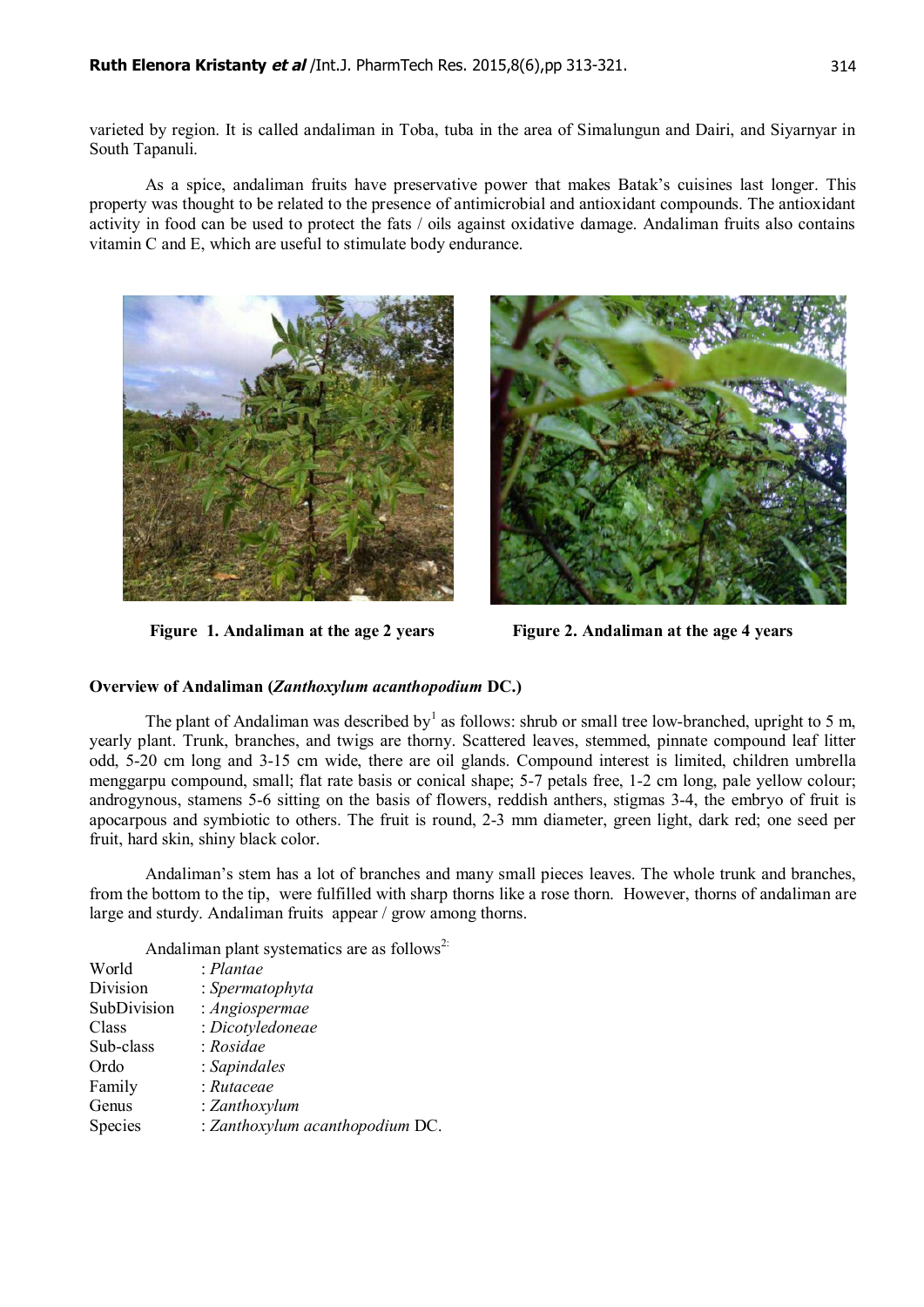varieted by region. It is called andaliman in Toba, tuba in the area of Simalungun and Dairi, and Siyarnyar in South Tapanuli.

As a spice, andaliman fruits have preservative power that makes Batak's cuisines last longer. This property was thought to be related to the presence of antimicrobial and antioxidant compounds. The antioxidant activity in food can be used to protect the fats / oils against oxidative damage. Andaliman fruits also contains vitamin C and E, which are useful to stimulate body endurance.

**Figure 1. Andaliman at the age 2 years**

**Figure 2. Andaliman at the age 4 years**

### Overview of Andaliman (*Zanthoxylum acanthopodium* DC.)

The plant of Andaliman was described by[1] as follows: shrub or small tree low-branched, upright to 5 m, yearly plant. Trunk, branches, and twigs are thorny. Scattered leaves, stemmed, pinnate compound leaf litter odd, 5-20 cm long and 3-15 cm wide, there are oil glands. Compound interest is limited, children umbrella menggarpu compound, small; flat rate basis or conical shape; 5-7 petals free, 1-2 cm long, pale yellow colour; androgynous, stamens 5-6 sitting on the basis of flowers, reddish anthers, stigmas 3-4, the embryo of fruit is apocarpous and symbiotic to others. The fruit is round, 2-3 mm diameter, green light, dark red; one seed per fruit, hard skin, shiny black color.

Andaliman's stem has a lot of branches and many small pieces leaves. The whole trunk and branches, from the bottom to the tip, were fulfilled with sharp thorns like a rose thorn. However, thorns of andaliman are large and sturdy. Andaliman fruits appear / grow among thorns.

Andaliman plant systematics are as follows[2]:

World : *Plantae*
Division : *Spermatophyta*
SubDivision : *Angiospermae*
Class : *Dicotyledoneae*
Sub-class : *Rosidae*
Ordo : *Sapindales*
Family : *Rutaceae*
Genus : *Zanthoxylum*
Species : *Zanthoxylum acanthopodium* DC.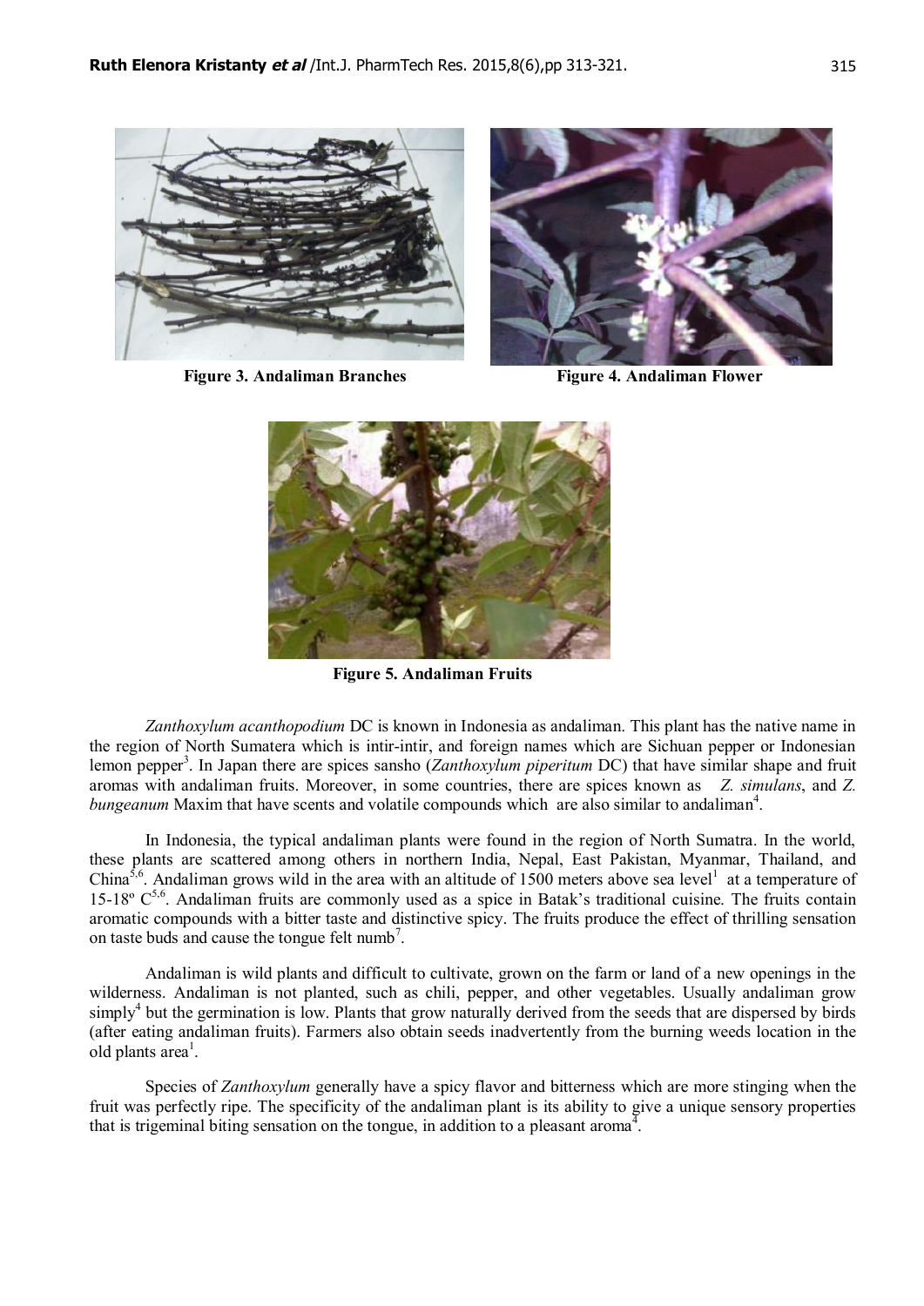Figure 3. Andaliman Branches

Figure 4. Andaliman Flower

Figure 5. Andaliman Fruits

*Zanthoxylum acanthopodium* DC is known in Indonesia as andaliman. This plant has the native name in the region of North Sumatera which is intir-intir, and foreign names which are Sichuan pepper or Indonesian lemon pepper[3]. In Japan there are spices sansho (*Zanthoxylum piperitum* DC) that have similar shape and fruit aromas with andaliman fruits. Moreover, in some countries, there are spices known as *Z. simulans*, and *Z. bungeanum* Maxim that have scents and volatile compounds which are also similar to andaliman[4].

In Indonesia, the typical andaliman plants were found in the region of North Sumatra. In the world, these plants are scattered among others in northern India, Nepal, East Pakistan, Myanmar, Thailand, and China[5,6]. Andaliman grows wild in the area with an altitude of 1500 meters above sea level[1] at a temperature of 15-18º C[5,6]. Andaliman fruits are commonly used as a spice in Batak's traditional cuisine. The fruits contain aromatic compounds with a bitter taste and distinctive spicy. The fruits produce the effect of thrilling sensation on taste buds and cause the tongue felt numb[7].

Andaliman is wild plants and difficult to cultivate, grown on the farm or land of a new openings in the wilderness. Andaliman is not planted, such as chili, pepper, and other vegetables. Usually andaliman grow simply[4] but the germination is low. Plants that grow naturally derived from the seeds that are dispersed by birds (after eating andaliman fruits). Farmers also obtain seeds inadvertently from the burning weeds location in the old plants area[1].

Species of *Zanthoxylum* generally have a spicy flavor and bitterness which are more stinging when the fruit was perfectly ripe. The specificity of the andaliman plant is its ability to give a unique sensory properties that is trigeminal biting sensation on the tongue, in addition to a pleasant aroma[4].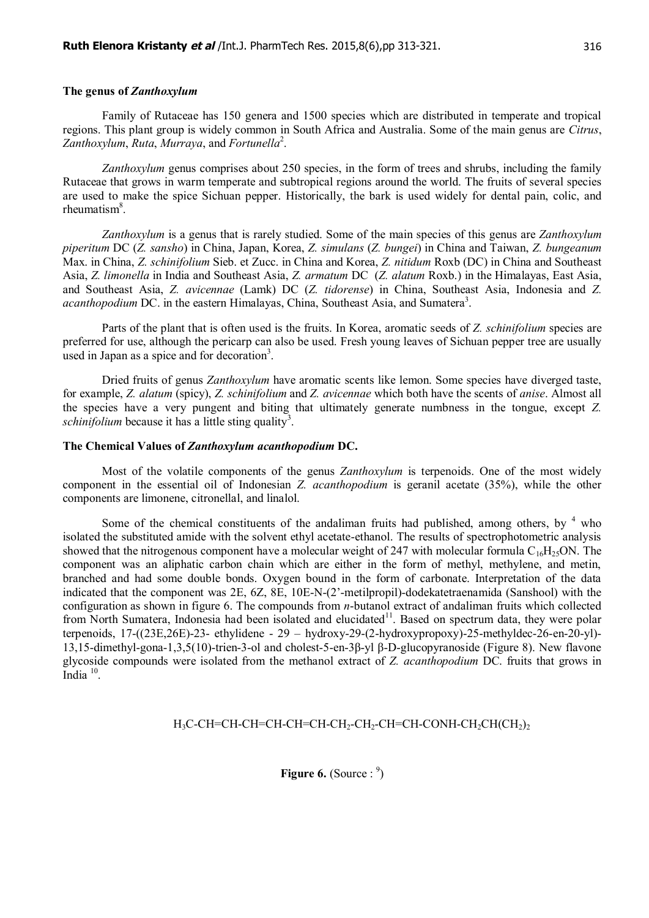**The genus of *Zanthoxylum***

Family of Rutaceae has 150 genera and 1500 species which are distributed in temperate and tropical regions. This plant group is widely common in South Africa and Australia. Some of the main genus are *Citrus*, *Zanthoxylum*, *Ruta*, *Murraya*, and *Fortunella*[2].

*Zanthoxylum* genus comprises about 250 species, in the form of trees and shrubs, including the family Rutaceae that grows in warm temperate and subtropical regions around the world. The fruits of several species are used to make the spice Sichuan pepper. Historically, the bark is used widely for dental pain, colic, and rheumatism[8].

*Zanthoxylum* is a genus that is rarely studied. Some of the main species of this genus are *Zanthoxylum piperitum* DC (*Z. sansho*) in China, Japan, Korea, *Z. simulans* (*Z. bungei*) in China and Taiwan, *Z. bungeanum* Max. in China, *Z. schinifolium* Sieb. et Zucc. in China and Korea, *Z. nitidum* Roxb (DC) in China and Southeast Asia, *Z. limonella* in India and Southeast Asia, *Z. armatum* DC (*Z. alatum* Roxb.) in the Himalayas, East Asia, and Southeast Asia, *Z. avicennae* (Lamk) DC (*Z. tidorense*) in China, Southeast Asia, Indonesia and *Z. acanthopodium* DC. in the eastern Himalayas, China, Southeast Asia, and Sumatera[3].

Parts of the plant that is often used is the fruits. In Korea, aromatic seeds of *Z. schinifolium* species are preferred for use, although the pericarp can also be used. Fresh young leaves of Sichuan pepper tree are usually used in Japan as a spice and for decoration[3].

Dried fruits of genus *Zanthoxylum* have aromatic scents like lemon. Some species have diverged taste, for example, *Z. alatum* (spicy), *Z. schinifolium* and *Z. avicennae* which both have the scents of *anise*. Almost all the species have a very pungent and biting that ultimately generate numbness in the tongue, except *Z. schinifolium* because it has a little sting quality[3].

**The Chemical Values of *Zanthoxylum acanthopodium* DC.**

Most of the volatile components of the genus *Zanthoxylum* is terpenoids. One of the most widely component in the essential oil of Indonesian *Z. acanthopodium* is geranil acetate (35%), while the other components are limonene, citronellal, and linalol.

Some of the chemical constituents of the andaliman fruits had published, among others, by [4] who isolated the substituted amide with the solvent ethyl acetate-ethanol. The results of spectrophotometric analysis showed that the nitrogenous component have a molecular weight of 247 with molecular formula $C_{16}H_{25}ON$. The component was an aliphatic carbon chain which are either in the form of methyl, methylene, and metin, branched and had some double bonds. Oxygen bound in the form of carbonate. Interpretation of the data indicated that the component was 2E, 6Z, 8E, 10E-N-(2'-metilpropil)-dodekatetraenamida (Sanshool) with the configuration as shown in figure 6. The compounds from *n*-butanol extract of andaliman fruits which collected from North Sumatera, Indonesia had been isolated and elucidated[11]. Based on spectrum data, they were polar terpenoids, 17-((23E,26E)-23- ethylidene - 29 – hydroxy-29-(2-hydroxypropoxy)-25-methyldec-26-en-20-yl)-13,15-dimethyl-gona-1,3,5(10)-trien-3-ol and cholest-5-en-3β-yl β-D-glucopyranoside (Figure 8). New flavone glycoside compounds were isolated from the methanol extract of *Z. acanthopodium* DC. fruits that grows in India [10].

$$H_3C\text{-}CH{=}CH\text{-}CH{=}CH\text{-}CH{=}CH\text{-}CH_2\text{-}CH_2\text{-}CH{=}CH\text{-}CONH\text{-}CH_2CH(CH_2)_2$$

**Figure 6.** (Source : [9])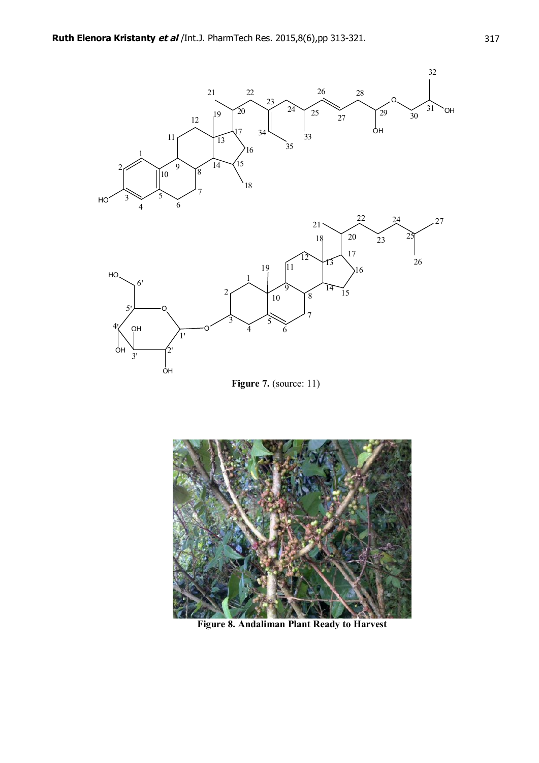**Figure 7.** (source: 11)

**Figure 8. Andaliman Plant Ready to Harvest**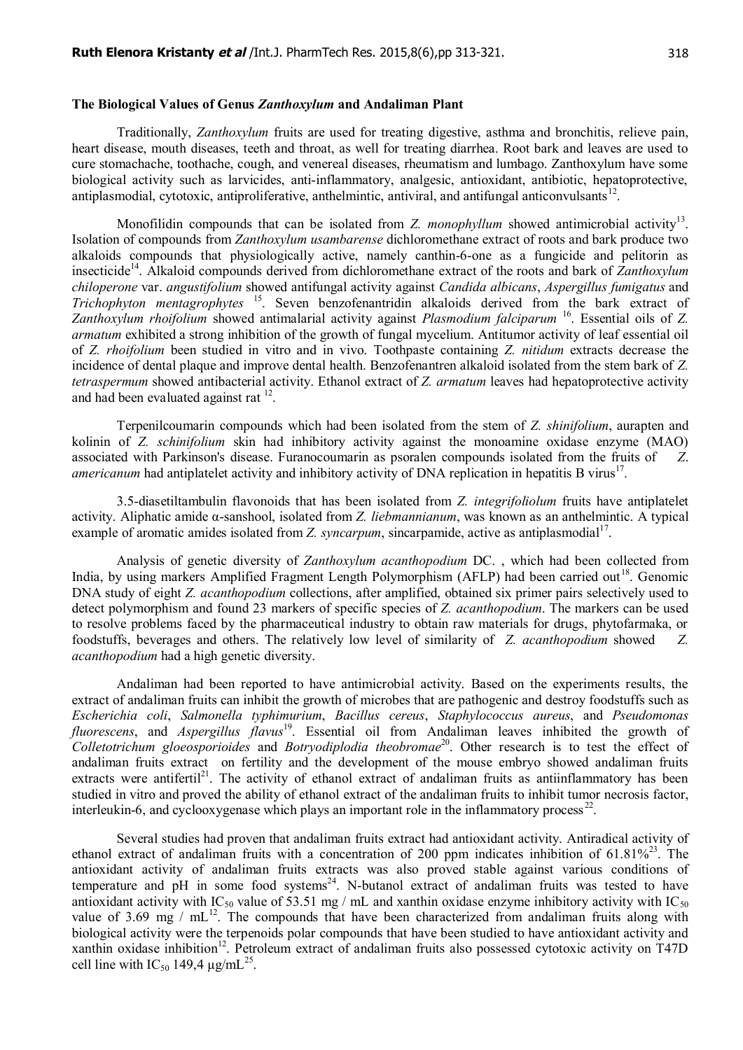**The Biological Values of Genus *Zanthoxylum* and Andaliman Plant**

Traditionally, *Zanthoxylum* fruits are used for treating digestive, asthma and bronchitis, relieve pain, heart disease, mouth diseases, teeth and throat, as well for treating diarrhea. Root bark and leaves are used to cure stomachache, toothache, cough, and venereal diseases, rheumatism and lumbago. Zanthoxylum have some biological activity such as larvicides, anti-inflammatory, analgesic, antioxidant, antibiotic, hepatoprotective, antiplasmodial, cytotoxic, antiproliferative, anthelmintic, antiviral, and antifungal anticonvulsants[12].

Monofilidin compounds that can be isolated from *Z. monophyllum* showed antimicrobial activity[13]. Isolation of compounds from *Zanthoxylum usambarense* dichloromethane extract of roots and bark produce two alkaloids compounds that physiologically active, namely canthin-6-one as a fungicide and pelitorin as insecticide[14]. Alkaloid compounds derived from dichloromethane extract of the roots and bark of *Zanthoxylum chiloperone* var. *angustifolium* showed antifungal activity against *Candida albicans*, *Aspergillus fumigatus* and *Trichophyton mentagrophytes* [15]. Seven benzofenantridin alkaloids derived from the bark extract of *Zanthoxylum rhoifolium* showed antimalarial activity against *Plasmodium falciparum* [16]. Essential oils of *Z. armatum* exhibited a strong inhibition of the growth of fungal mycelium. Antitumor activity of leaf essential oil of *Z. rhoifolium* been studied in vitro and in vivo. Toothpaste containing *Z. nitidum* extracts decrease the incidence of dental plaque and improve dental health. Benzofenantren alkaloid isolated from the stem bark of *Z. tetraspermum* showed antibacterial activity. Ethanol extract of *Z. armatum* leaves had hepatoprotective activity and had been evaluated against rat [12].

Terpenilcoumarin compounds which had been isolated from the stem of *Z. shinifolium*, aurapten and kolinin of *Z. schinifolium* skin had inhibitory activity against the monoamine oxidase enzyme (MAO) associated with Parkinson's disease. Furanocoumarin as psoralen compounds isolated from the fruits of *Z. americanum* had antiplatelet activity and inhibitory activity of DNA replication in hepatitis B virus[17].

3.5-diasetiltambulin flavonoids that has been isolated from *Z. integrifoliolum* fruits have antiplatelet activity. Aliphatic amide α-sanshool, isolated from *Z. liebmannianum*, was known as an anthelmintic. A typical example of aromatic amides isolated from *Z. syncarpum*, sincarpamide, active as antiplasmodial[17].

Analysis of genetic diversity of *Zanthoxylum acanthopodium* DC. , which had been collected from India, by using markers Amplified Fragment Length Polymorphism (AFLP) had been carried out[18]. Genomic DNA study of eight *Z. acanthopodium* collections, after amplified, obtained six primer pairs selectively used to detect polymorphism and found 23 markers of specific species of *Z. acanthopodium*. The markers can be used to resolve problems faced by the pharmaceutical industry to obtain raw materials for drugs, phytofarmaka, or foodstuffs, beverages and others. The relatively low level of similarity of *Z. acanthopodium* showed *Z. acanthopodium* had a high genetic diversity.

Andaliman had been reported to have antimicrobial activity. Based on the experiments results, the extract of andaliman fruits can inhibit the growth of microbes that are pathogenic and destroy foodstuffs such as *Escherichia coli*, *Salmonella typhimurium*, *Bacillus cereus*, *Staphylococcus aureus*, and *Pseudomonas fluorescens*, and *Aspergillus flavus*[19]. Essential oil from Andaliman leaves inhibited the growth of *Colletotrichum gloeosporioides* and *Botryodiplodia theobromae*[20]. Other research is to test the effect of andaliman fruits extract on fertility and the development of the mouse embryo showed andaliman fruits extracts were antifertil[21]. The activity of ethanol extract of andaliman fruits as antiinflammatory has been studied in vitro and proved the ability of ethanol extract of the andaliman fruits to inhibit tumor necrosis factor, interleukin-6, and cyclooxygenase which plays an important role in the inflammatory process[22].

Several studies had proven that andaliman fruits extract had antioxidant activity. Antiradical activity of ethanol extract of andaliman fruits with a concentration of 200 ppm indicates inhibition of 61.81%[23]. The antioxidant activity of andaliman fruits extracts was also proved stable against various conditions of temperature and pH in some food systems[24]. N-butanol extract of andaliman fruits was tested to have antioxidant activity with $IC_{50}$ value of 53.51 mg / mL and xanthin oxidase enzyme inhibitory activity with $IC_{50}$ value of 3.69 mg / mL[12]. The compounds that have been characterized from andaliman fruits along with biological activity were the terpenoids polar compounds that have been studied to have antioxidant activity and xanthin oxidase inhibition[12]. Petroleum extract of andaliman fruits also possessed cytotoxic activity on T47D cell line with $IC_{50}$ 149,4 μg/mL[25].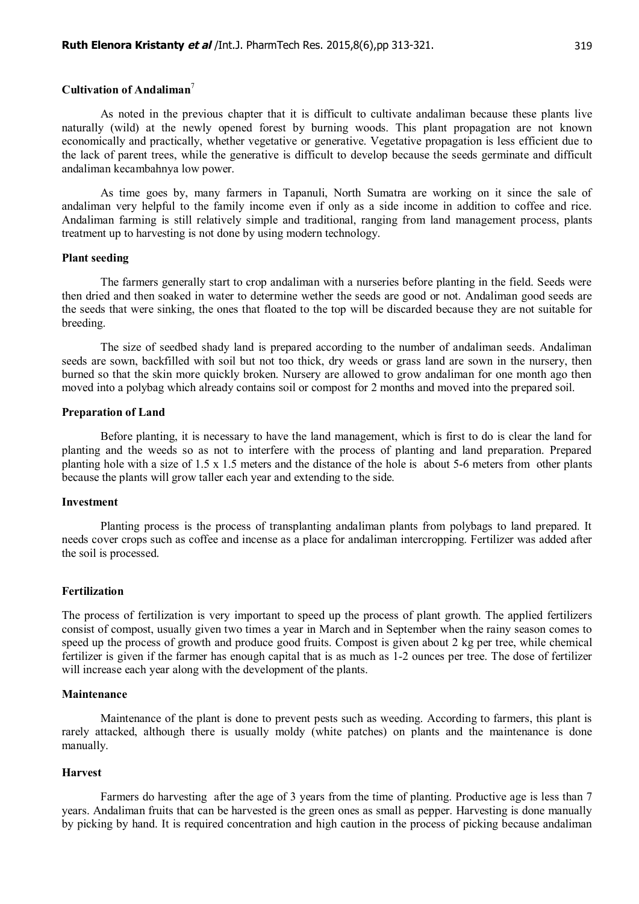**Cultivation of Andaliman**[7]

As noted in the previous chapter that it is difficult to cultivate andaliman because these plants live naturally (wild) at the newly opened forest by burning woods. This plant propagation are not known economically and practically, whether vegetative or generative. Vegetative propagation is less efficient due to the lack of parent trees, while the generative is difficult to develop because the seeds germinate and difficult andaliman kecambahnya low power.

As time goes by, many farmers in Tapanuli, North Sumatra are working on it since the sale of andaliman very helpful to the family income even if only as a side income in addition to coffee and rice. Andaliman farming is still relatively simple and traditional, ranging from land management process, plants treatment up to harvesting is not done by using modern technology.

**Plant seeding**

The farmers generally start to crop andaliman with a nurseries before planting in the field. Seeds were then dried and then soaked in water to determine wether the seeds are good or not. Andaliman good seeds are the seeds that were sinking, the ones that floated to the top will be discarded because they are not suitable for breeding.

The size of seedbed shady land is prepared according to the number of andaliman seeds. Andaliman seeds are sown, backfilled with soil but not too thick, dry weeds or grass land are sown in the nursery, then burned so that the skin more quickly broken. Nursery are allowed to grow andaliman for one month ago then moved into a polybag which already contains soil or compost for 2 months and moved into the prepared soil.

**Preparation of Land**

Before planting, it is necessary to have the land management, which is first to do is clear the land for planting and the weeds so as not to interfere with the process of planting and land preparation. Prepared planting hole with a size of 1.5 x 1.5 meters and the distance of the hole is about 5-6 meters from other plants because the plants will grow taller each year and extending to the side.

**Investment**

Planting process is the process of transplanting andaliman plants from polybags to land prepared. It needs cover crops such as coffee and incense as a place for andaliman intercropping. Fertilizer was added after the soil is processed.

**Fertilization**

The process of fertilization is very important to speed up the process of plant growth. The applied fertilizers consist of compost, usually given two times a year in March and in September when the rainy season comes to speed up the process of growth and produce good fruits. Compost is given about 2 kg per tree, while chemical fertilizer is given if the farmer has enough capital that is as much as 1-2 ounces per tree. The dose of fertilizer will increase each year along with the development of the plants.

**Maintenance**

Maintenance of the plant is done to prevent pests such as weeding. According to farmers, this plant is rarely attacked, although there is usually moldy (white patches) on plants and the maintenance is done manually.

**Harvest**

Farmers do harvesting after the age of 3 years from the time of planting. Productive age is less than 7 years. Andaliman fruits that can be harvested is the green ones as small as pepper. Harvesting is done manually by picking by hand. It is required concentration and high caution in the process of picking because andaliman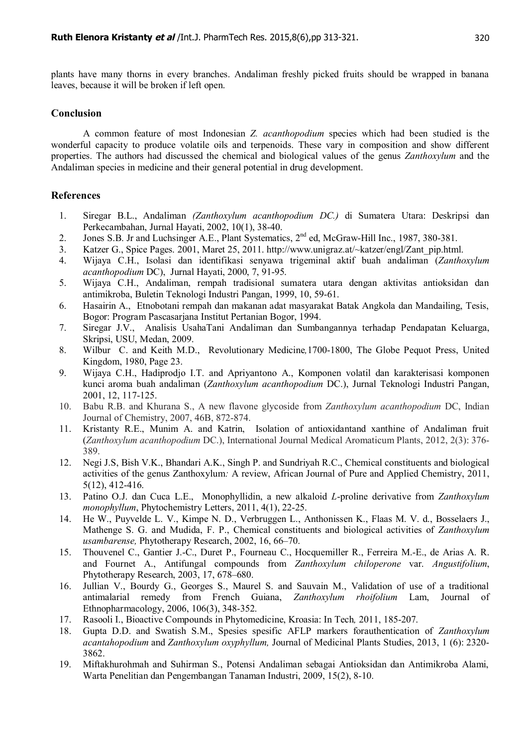plants have many thorns in every branches. Andaliman freshly picked fruits should be wrapped in banana leaves, because it will be broken if left open.

## Conclusion

A common feature of most Indonesian *Z. acanthopodium* species which had been studied is the wonderful capacity to produce volatile oils and terpenoids. These vary in composition and show different properties. The authors had discussed the chemical and biological values of the genus *Zanthoxylum* and the Andaliman species in medicine and their general potential in drug development.

## References

1. Siregar B.L., Andaliman *(Zanthoxylum acanthopodium DC.)* di Sumatera Utara: Deskripsi dan Perkecambahan, Jurnal Hayati, 2002, 10(1), 38-40.
2. Jones S.B. Jr and Luchsinger A.E., Plant Systematics, 2nd ed, McGraw-Hill Inc., 1987, 380-381.
3. Katzer G., Spice Pages. 2001, Maret 25, 2011. http://www.unigraz.at/~katzer/engl/Zant_pip.html.
4. Wijaya C.H., Isolasi dan identifikasi senyawa trigeminal aktif buah andaliman (*Zanthoxylum acanthopodium* DC), Jurnal Hayati, 2000, 7, 91-95.
5. Wijaya C.H., Andaliman, rempah tradisional sumatera utara dengan aktivitas antioksidan dan antimikroba, Buletin Teknologi Industri Pangan, 1999, 10, 59-61.
6. Hasairin A., Etnobotani rempah dan makanan adat masyarakat Batak Angkola dan Mandailing, Tesis, Bogor: Program Pascasarjana Institut Pertanian Bogor, 1994.
7. Siregar J.V., Analisis UsahaTani Andaliman dan Sumbangannya terhadap Pendapatan Keluarga, Skripsi, USU, Medan, 2009.
8. Wilbur C. and Keith M.D., Revolutionary Medicine, 1700-1800, The Globe Pequot Press, United Kingdom, 1980, Page 23.
9. Wijaya C.H., Hadiprodjo I.T. and Apriyantono A., Komponen volatil dan karakterisasi komponen kunci aroma buah andaliman (*Zanthoxylum acanthopodium* DC.), Jurnal Teknologi Industri Pangan, 2001, 12, 117-125.
10. Babu R.B. and Khurana S., A new flavone glycoside from *Zanthoxylum acanthopodium* DC, Indian Journal of Chemistry, 2007, 46B, 872-874.
11. Kristanty R.E., Munim A. and Katrin, Isolation of antioxidantand xanthine of Andaliman fruit (*Zanthoxylum acanthopodium* DC.), International Journal Medical Aromaticum Plants, 2012, 2(3): 376-389.
12. Negi J.S, Bish V.K., Bhandari A.K., Singh P. and Sundriyah R.C., Chemical constituents and biological activities of the genus Zanthoxylum*:* A review, African Journal of Pure and Applied Chemistry, 2011, 5(12), 412-416.
13. Patino O.J. dan Cuca L.E., Monophyllidin, a new alkaloid *L*-proline derivative from *Zanthoxylum monophyllum*, Phytochemistry Letters, 2011, 4(1), 22-25.
14. He W., Puyvelde L. V., Kimpe N. D., Verbruggen L., Anthonissen K., Flaas M. V. d., Bosselaers J., Mathenge S. G. and Mudida, F. P., Chemical constituents and biological activities of *Zanthoxylum usambarense,* Phytotherapy Research, 2002, 16, 66–70.
15. Thouvenel C., Gantier J.-C., Duret P., Fourneau C., Hocquemiller R., Ferreira M.-E., de Arias A. R. and Fournet A., Antifungal compounds from *Zanthoxylum chiloperone* var. *Angustifolium*, Phytotherapy Research, 2003, 17, 678–680.
16. Jullian V., Bourdy G., Georges S., Maurel S. and Sauvain M., Validation of use of a traditional antimalarial remedy from French Guiana, *Zanthoxylum rhoifolium* Lam, Journal of Ethnopharmacology, 2006, 106(3), 348-352.
17. Rasooli I., Bioactive Compounds in Phytomedicine, Kroasia: In Tech*,* 2011, 185-207.
18. Gupta D.D. and Swatish S.M., Spesies spesific AFLP markers forauthentication of *Zanthoxylum acantahopodium* and *Zanthoxylum oxyphyllum,* Journal of Medicinal Plants Studies, 2013, 1 (6): 2320-3862.
19. Miftakhurohmah and Suhirman S., Potensi Andaliman sebagai Antioksidan dan Antimikroba Alami, Warta Penelitian dan Pengembangan Tanaman Industri, 2009, 15(2), 8-10.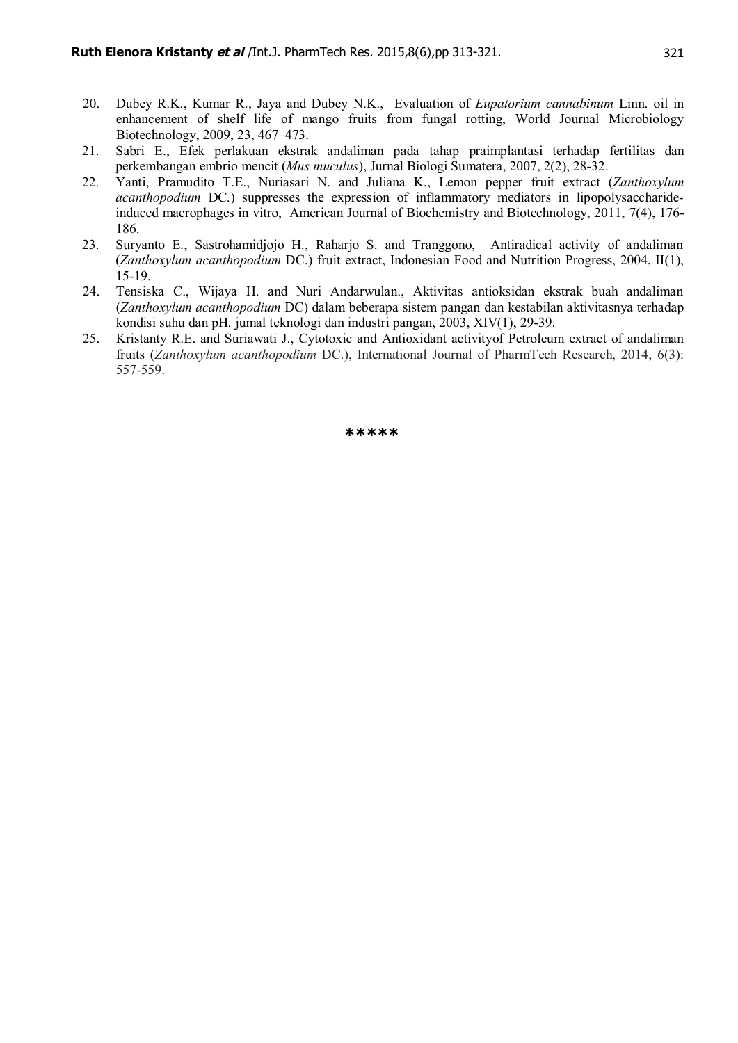20. Dubey R.K., Kumar R., Jaya and Dubey N.K., Evaluation of *Eupatorium cannabinum* Linn. oil in enhancement of shelf life of mango fruits from fungal rotting, World Journal Microbiology Biotechnology, 2009, 23, 467–473.
21. Sabri E., Efek perlakuan ekstrak andaliman pada tahap praimplantasi terhadap fertilitas dan perkembangan embrio mencit (*Mus muculus*), Jurnal Biologi Sumatera, 2007, 2(2), 28-32.
22. Yanti, Pramudito T.E., Nuriasari N. and Juliana K., Lemon pepper fruit extract (*Zanthoxylum acanthopodium* DC.) suppresses the expression of inflammatory mediators in lipopolysaccharide-induced macrophages in vitro, American Journal of Biochemistry and Biotechnology, 2011, 7(4), 176-186.
23. Suryanto E., Sastrohamidjojo H., Raharjo S. and Tranggono, Antiradical activity of andaliman (*Zanthoxylum acanthopodium* DC.) fruit extract, Indonesian Food and Nutrition Progress, 2004, II(1), 15-19.
24. Tensiska C., Wijaya H. and Nuri Andarwulan., Aktivitas antioksidan ekstrak buah andaliman (*Zanthoxylum acanthopodium* DC) dalam beberapa sistem pangan dan kestabilan aktivitasnya terhadap kondisi suhu dan pH. jumal teknologi dan industri pangan, 2003, XIV(1), 29-39.
25. Kristanty R.E. and Suriawati J., Cytotoxic and Antioxidant activityof Petroleum extract of andaliman fruits (*Zanthoxylum acanthopodium* DC.), International Journal of PharmTech Research, 2014, 6(3): 557-559.

*****